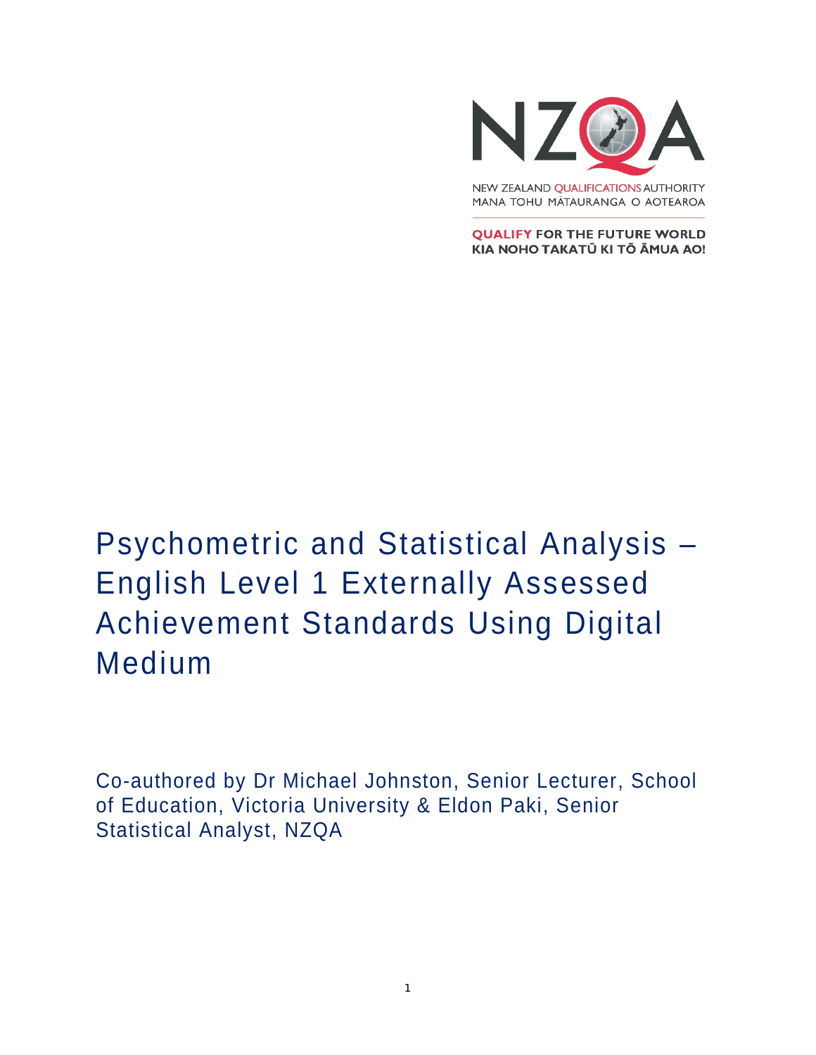NEW ZEALAND QUALIFICATIONS AUTHORITY
MANA TOHU MĀTAURANGA O AOTEAROA

QUALIFY FOR THE FUTURE WORLD
KIA NOHO TAKATŪ KI TŌ ĀMUA AO!

# Psychometric and Statistical Analysis – English Level 1 Externally Assessed Achievement Standards Using Digital Medium

Co-authored by Dr Michael Johnston, Senior Lecturer, School of Education, Victoria University & Eldon Paki, Senior Statistical Analyst, NZQA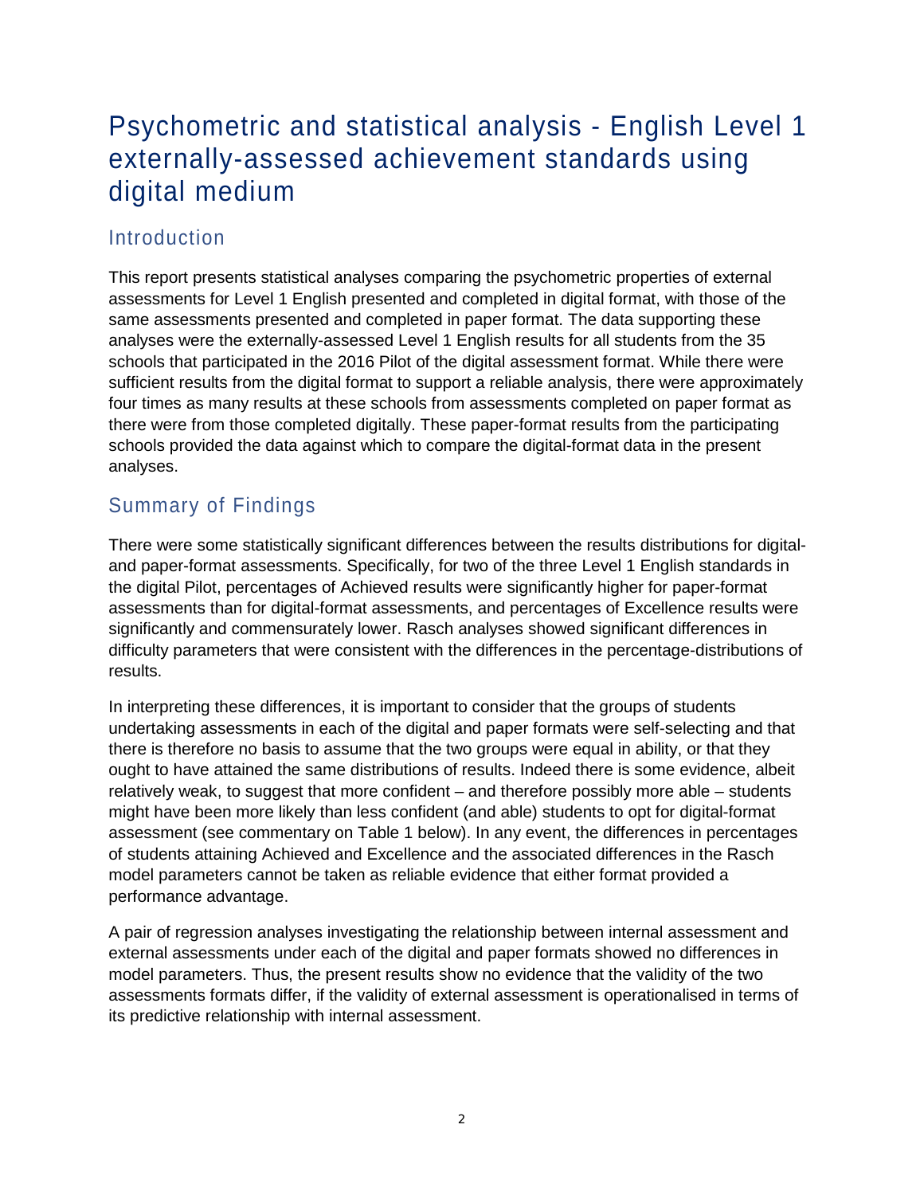# Psychometric and statistical analysis - English Level 1 externally-assessed achievement standards using digital medium

## Introduction

This report presents statistical analyses comparing the psychometric properties of external assessments for Level 1 English presented and completed in digital format, with those of the same assessments presented and completed in paper format. The data supporting these analyses were the externally-assessed Level 1 English results for all students from the 35 schools that participated in the 2016 Pilot of the digital assessment format. While there were sufficient results from the digital format to support a reliable analysis, there were approximately four times as many results at these schools from assessments completed on paper format as there were from those completed digitally. These paper-format results from the participating schools provided the data against which to compare the digital-format data in the present analyses.

## Summary of Findings

There were some statistically significant differences between the results distributions for digital- and paper-format assessments. Specifically, for two of the three Level 1 English standards in the digital Pilot, percentages of Achieved results were significantly higher for paper-format assessments than for digital-format assessments, and percentages of Excellence results were significantly and commensurately lower. Rasch analyses showed significant differences in difficulty parameters that were consistent with the differences in the percentage-distributions of results.

In interpreting these differences, it is important to consider that the groups of students undertaking assessments in each of the digital and paper formats were self-selecting and that there is therefore no basis to assume that the two groups were equal in ability, or that they ought to have attained the same distributions of results. Indeed there is some evidence, albeit relatively weak, to suggest that more confident – and therefore possibly more able – students might have been more likely than less confident (and able) students to opt for digital-format assessment (see commentary on Table 1 below). In any event, the differences in percentages of students attaining Achieved and Excellence and the associated differences in the Rasch model parameters cannot be taken as reliable evidence that either format provided a performance advantage.

A pair of regression analyses investigating the relationship between internal assessment and external assessments under each of the digital and paper formats showed no differences in model parameters. Thus, the present results show no evidence that the validity of the two assessments formats differ, if the validity of external assessment is operationalised in terms of its predictive relationship with internal assessment.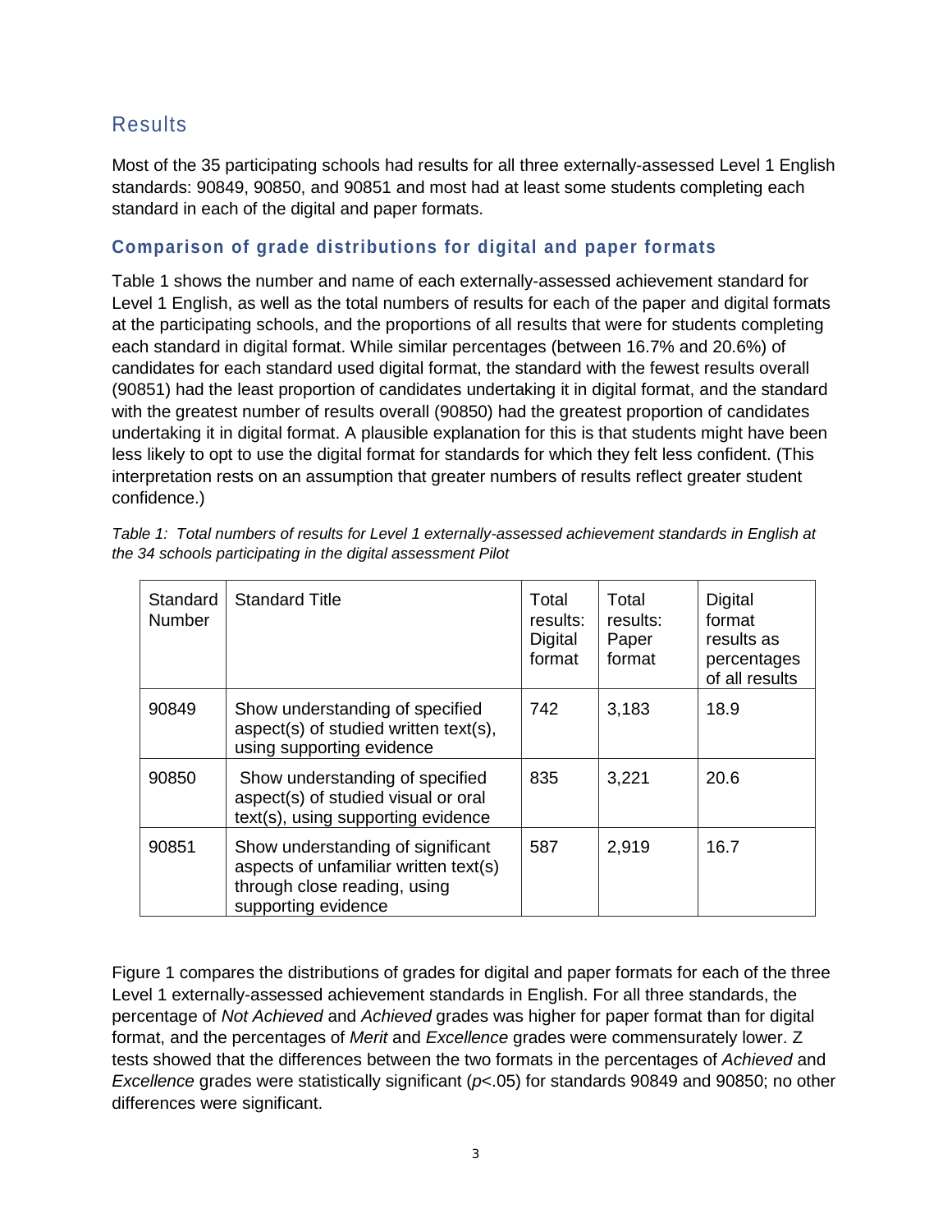## Results

Most of the 35 participating schools had results for all three externally-assessed Level 1 English standards: 90849, 90850, and 90851 and most had at least some students completing each standard in each of the digital and paper formats.

### Comparison of grade distributions for digital and paper formats

Table 1 shows the number and name of each externally-assessed achievement standard for Level 1 English, as well as the total numbers of results for each of the paper and digital formats at the participating schools, and the proportions of all results that were for students completing each standard in digital format. While similar percentages (between 16.7% and 20.6%) of candidates for each standard used digital format, the standard with the fewest results overall (90851) had the least proportion of candidates undertaking it in digital format, and the standard with the greatest number of results overall (90850) had the greatest proportion of candidates undertaking it in digital format. A plausible explanation for this is that students might have been less likely to opt to use the digital format for standards for which they felt less confident. (This interpretation rests on an assumption that greater numbers of results reflect greater student confidence.)

*Table 1: Total numbers of results for Level 1 externally-assessed achievement standards in English at the 34 schools participating in the digital assessment Pilot*

| Standard Number | Standard Title | Total results: Digital format | Total results: Paper format | Digital format results as percentages of all results |
|---|---|---|---|---|
| 90849 | Show understanding of specified aspect(s) of studied written text(s), using supporting evidence | 742 | 3,183 | 18.9 |
| 90850 | Show understanding of specified aspect(s) of studied visual or oral text(s), using supporting evidence | 835 | 3,221 | 20.6 |
| 90851 | Show understanding of significant aspects of unfamiliar written text(s) through close reading, using supporting evidence | 587 | 2,919 | 16.7 |

Figure 1 compares the distributions of grades for digital and paper formats for each of the three Level 1 externally-assessed achievement standards in English. For all three standards, the percentage of *Not Achieved* and *Achieved* grades was higher for paper format than for digital format, and the percentages of *Merit* and *Excellence* grades were commensurately lower. Z tests showed that the differences between the two formats in the percentages of *Achieved* and *Excellence* grades were statistically significant ($p<.05$) for standards 90849 and 90850; no other differences were significant.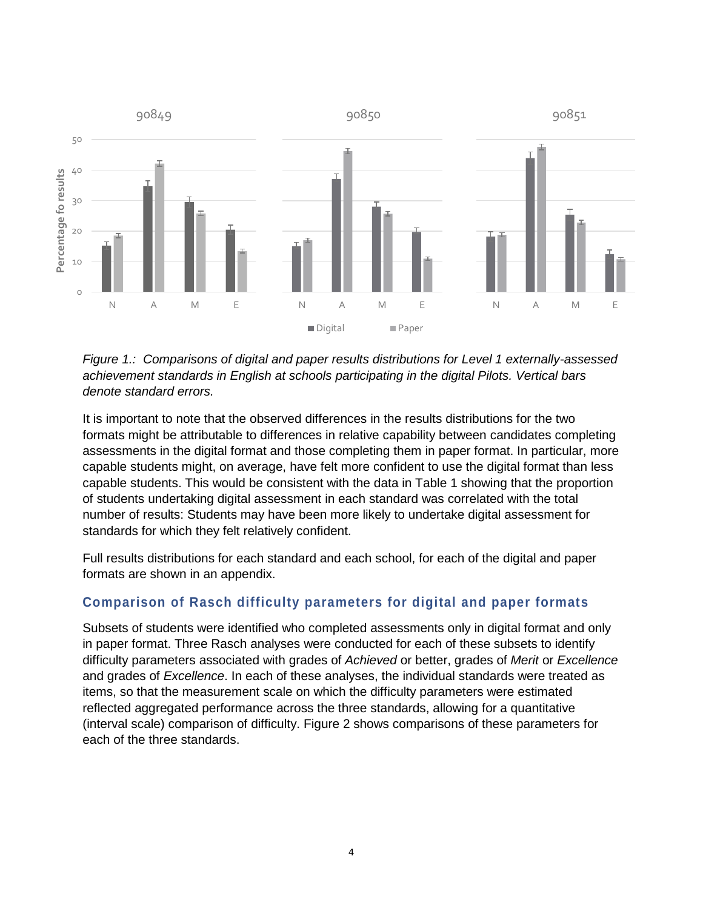90849

90850

90851

50

40

30

20

10

0

Percentage fo results

N A M E

N A M E

N A M E

Digital

Paper

*Figure 1.: Comparisons of digital and paper results distributions for Level 1 externally-assessed achievement standards in English at schools participating in the digital Pilots. Vertical bars denote standard errors.*

It is important to note that the observed differences in the results distributions for the two formats might be attributable to differences in relative capability between candidates completing assessments in the digital format and those completing them in paper format. In particular, more capable students might, on average, have felt more confident to use the digital format than less capable students. This would be consistent with the data in Table 1 showing that the proportion of students undertaking digital assessment in each standard was correlated with the total number of results: Students may have been more likely to undertake digital assessment for standards for which they felt relatively confident.

Full results distributions for each standard and each school, for each of the digital and paper formats are shown in an appendix.

### Comparison of Rasch difficulty parameters for digital and paper formats

Subsets of students were identified who completed assessments only in digital format and only in paper format. Three Rasch analyses were conducted for each of these subsets to identify difficulty parameters associated with grades of *Achieved* or better, grades of *Merit* or *Excellence* and grades of *Excellence*. In each of these analyses, the individual standards were treated as items, so that the measurement scale on which the difficulty parameters were estimated reflected aggregated performance across the three standards, allowing for a quantitative (interval scale) comparison of difficulty. Figure 2 shows comparisons of these parameters for each of the three standards.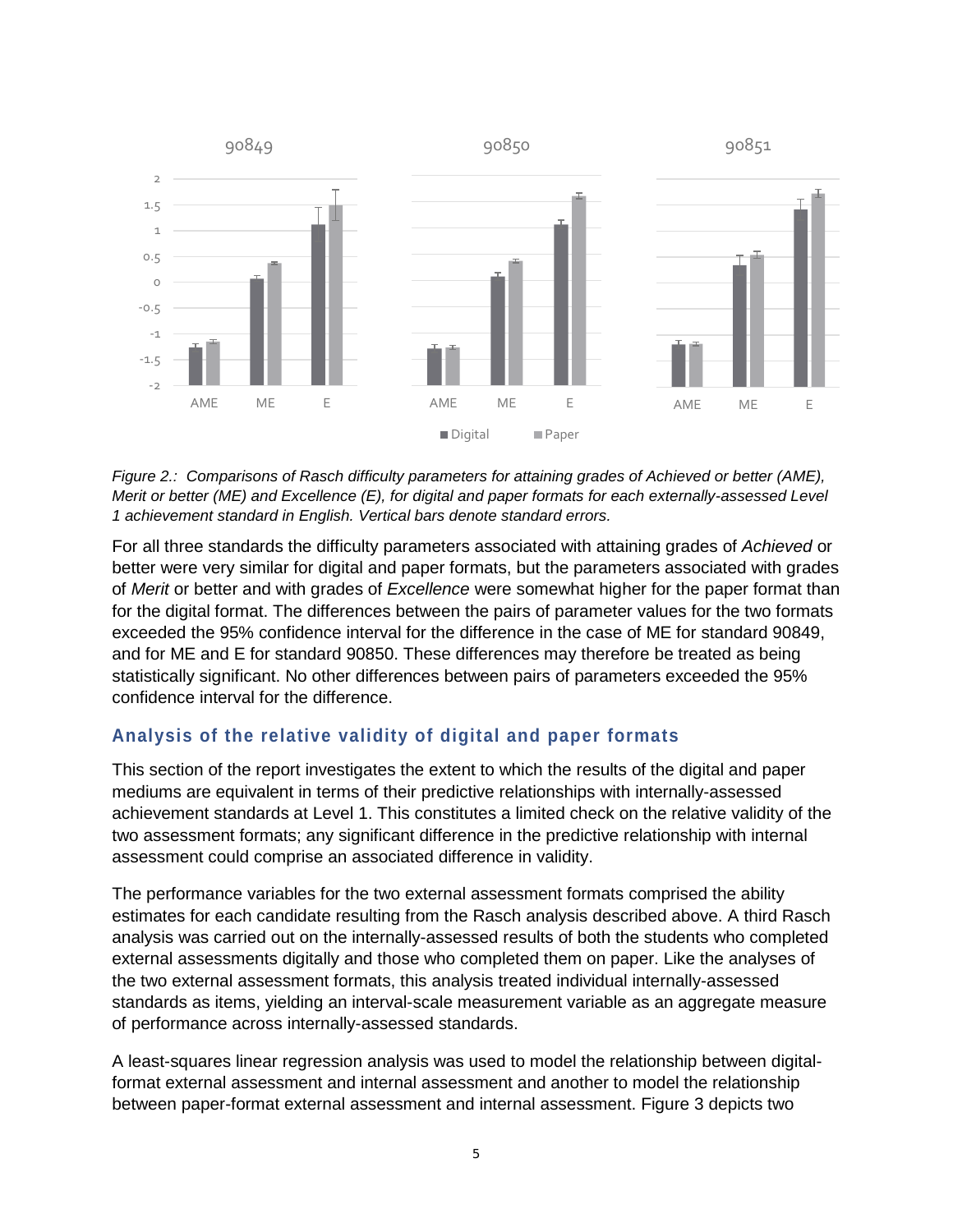90849

90850

90851

2
1.5
1
0.5
0
-0.5
-1
-1.5
-2

AME ME E

AME ME E

AME ME E

Digital Paper

*Figure 2.: Comparisons of Rasch difficulty parameters for attaining grades of Achieved or better (AME), Merit or better (ME) and Excellence (E), for digital and paper formats for each externally-assessed Level 1 achievement standard in English. Vertical bars denote standard errors.*

For all three standards the difficulty parameters associated with attaining grades of *Achieved* or better were very similar for digital and paper formats, but the parameters associated with grades of *Merit* or better and with grades of *Excellence* were somewhat higher for the paper format than for the digital format. The differences between the pairs of parameter values for the two formats exceeded the 95% confidence interval for the difference in the case of ME for standard 90849, and for ME and E for standard 90850. These differences may therefore be treated as being statistically significant. No other differences between pairs of parameters exceeded the 95% confidence interval for the difference.

## Analysis of the relative validity of digital and paper formats

This section of the report investigates the extent to which the results of the digital and paper mediums are equivalent in terms of their predictive relationships with internally-assessed achievement standards at Level 1. This constitutes a limited check on the relative validity of the two assessment formats; any significant difference in the predictive relationship with internal assessment could comprise an associated difference in validity.

The performance variables for the two external assessment formats comprised the ability estimates for each candidate resulting from the Rasch analysis described above. A third Rasch analysis was carried out on the internally-assessed results of both the students who completed external assessments digitally and those who completed them on paper. Like the analyses of the two external assessment formats, this analysis treated individual internally-assessed standards as items, yielding an interval-scale measurement variable as an aggregate measure of performance across internally-assessed standards.

A least-squares linear regression analysis was used to model the relationship between digital-format external assessment and internal assessment and another to model the relationship between paper-format external assessment and internal assessment. Figure 3 depicts two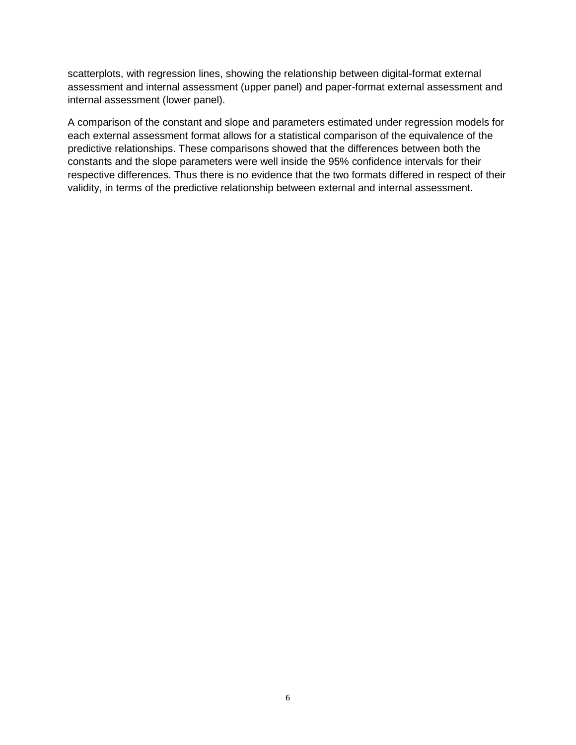scatterplots, with regression lines, showing the relationship between digital-format external assessment and internal assessment (upper panel) and paper-format external assessment and internal assessment (lower panel).

A comparison of the constant and slope and parameters estimated under regression models for each external assessment format allows for a statistical comparison of the equivalence of the predictive relationships. These comparisons showed that the differences between both the constants and the slope parameters were well inside the 95% confidence intervals for their respective differences. Thus there is no evidence that the two formats differed in respect of their validity, in terms of the predictive relationship between external and internal assessment.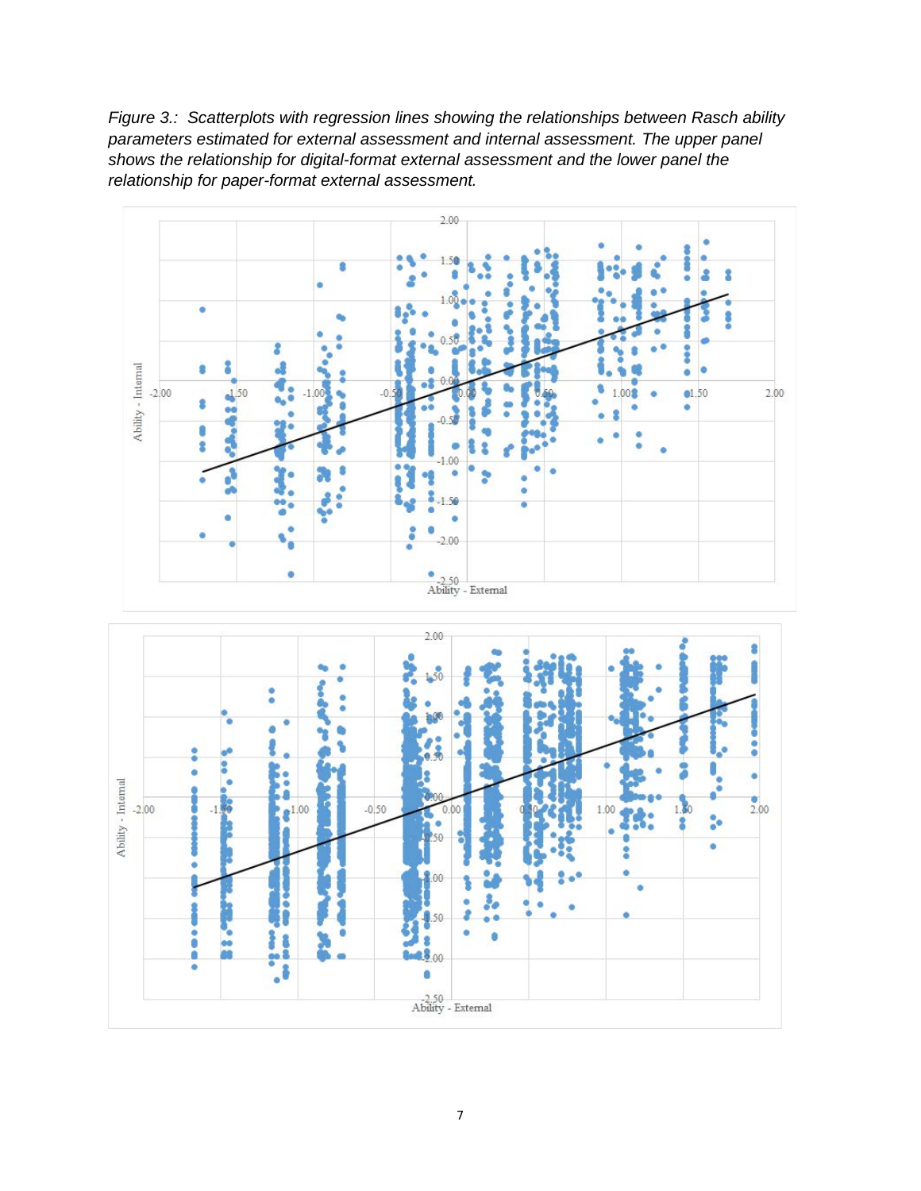*Figure 3.: Scatterplots with regression lines showing the relationships between Rasch ability parameters estimated for external assessment and internal assessment. The upper panel shows the relationship for digital-format external assessment and the lower panel the relationship for paper-format external assessment.*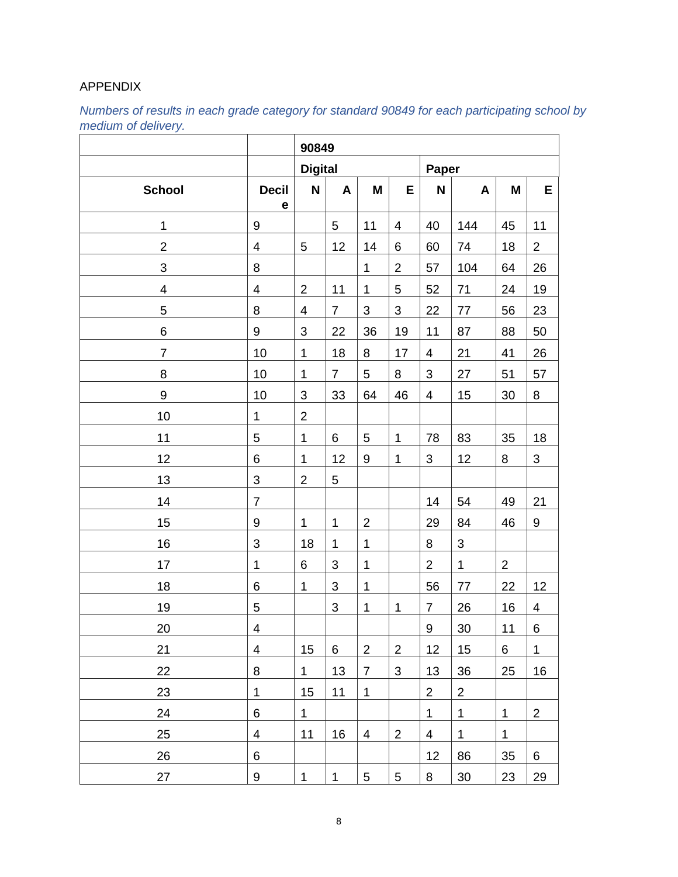APPENDIX

*Numbers of results in each grade category for standard 90849 for each participating school by medium of delivery.*

| | | 90849 | | | | | | | |
|---|---|---|---|---|---|---|---|---|---|
| | | Digital | | | | Paper | | | |
| **School** | **Decile** | **N** | **A** | **M** | **E** | **N** | **A** | **M** | **E** |
| 1 | 9 | | 5 | 11 | 4 | 40 | 144 | 45 | 11 |
| 2 | 4 | 5 | 12 | 14 | 6 | 60 | 74 | 18 | 2 |
| 3 | 8 | | | 1 | 2 | 57 | 104 | 64 | 26 |
| 4 | 4 | 2 | 11 | 1 | 5 | 52 | 71 | 24 | 19 |
| 5 | 8 | 4 | 7 | 3 | 3 | 22 | 77 | 56 | 23 |
| 6 | 9 | 3 | 22 | 36 | 19 | 11 | 87 | 88 | 50 |
| 7 | 10 | 1 | 18 | 8 | 17 | 4 | 21 | 41 | 26 |
| 8 | 10 | 1 | 7 | 5 | 8 | 3 | 27 | 51 | 57 |
| 9 | 10 | 3 | 33 | 64 | 46 | 4 | 15 | 30 | 8 |
| 10 | 1 | 2 | | | | | | | |
| 11 | 5 | 1 | 6 | 5 | 1 | 78 | 83 | 35 | 18 |
| 12 | 6 | 1 | 12 | 9 | 1 | 3 | 12 | 8 | 3 |
| 13 | 3 | 2 | 5 | | | | | | |
| 14 | 7 | | | | | 14 | 54 | 49 | 21 |
| 15 | 9 | 1 | 1 | 2 | | 29 | 84 | 46 | 9 |
| 16 | 3 | 18 | 1 | 1 | | 8 | 3 | | |
| 17 | 1 | 6 | 3 | 1 | | 2 | 1 | 2 | |
| 18 | 6 | 1 | 3 | 1 | | 56 | 77 | 22 | 12 |
| 19 | 5 | | 3 | 1 | 1 | 7 | 26 | 16 | 4 |
| 20 | 4 | | | | | 9 | 30 | 11 | 6 |
| 21 | 4 | 15 | 6 | 2 | 2 | 12 | 15 | 6 | 1 |
| 22 | 8 | 1 | 13 | 7 | 3 | 13 | 36 | 25 | 16 |
| 23 | 1 | 15 | 11 | 1 | | 2 | 2 | | |
| 24 | 6 | 1 | | | | 1 | 1 | 1 | 2 |
| 25 | 4 | 11 | 16 | 4 | 2 | 4 | 1 | 1 | |
| 26 | 6 | | | | | 12 | 86 | 35 | 6 |
| 27 | 9 | 1 | 1 | 5 | 5 | 8 | 30 | 23 | 29 |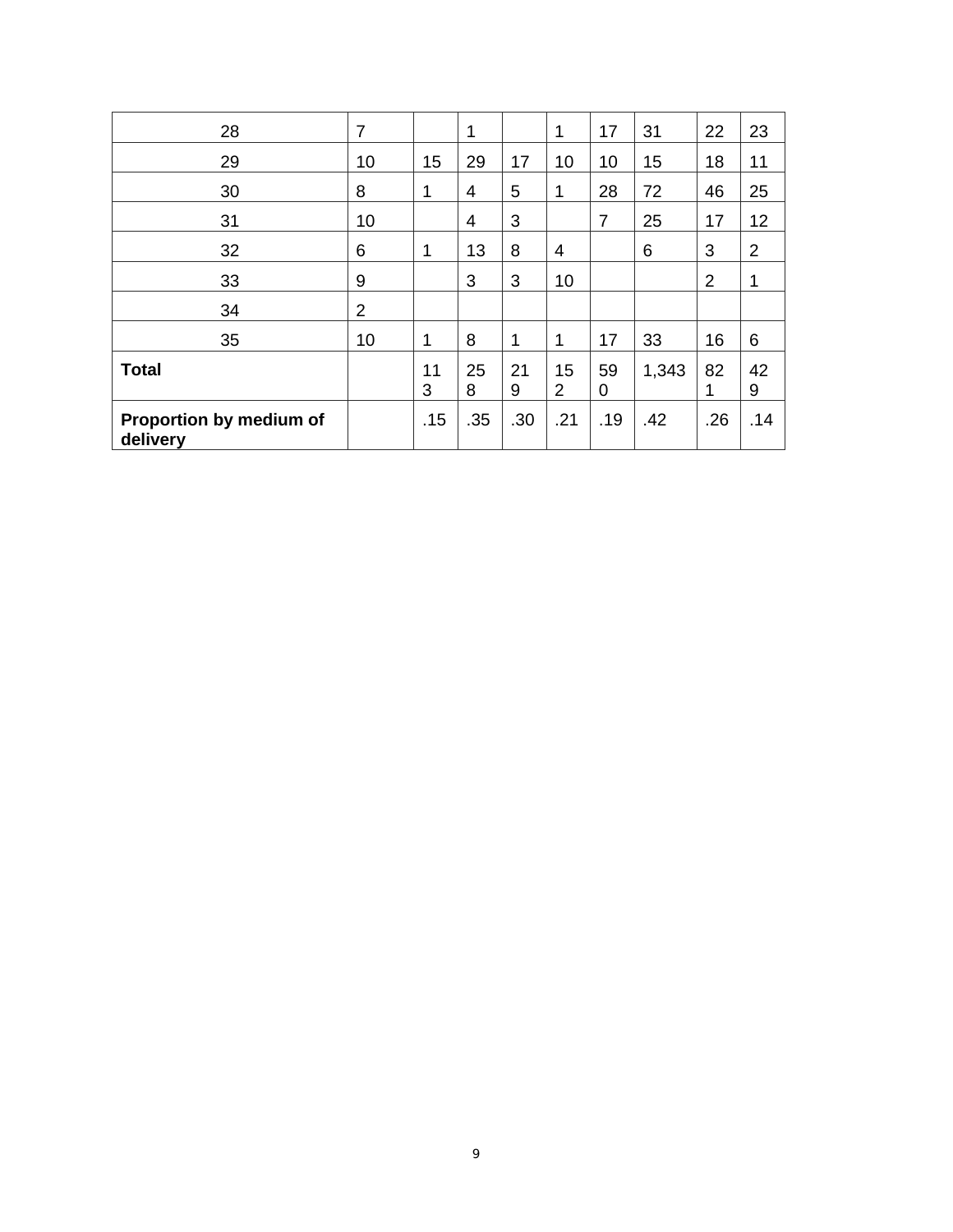| | | | | | | | | | |
|---|---|---|---|---|---|---|---|---|---|
| 28 | 7 | | 1 | | 1 | 17 | 31 | 22 | 23 |
| 29 | 10 | 15 | 29 | 17 | 10 | 10 | 15 | 18 | 11 |
| 30 | 8 | 1 | 4 | 5 | 1 | 28 | 72 | 46 | 25 |
| 31 | 10 | | 4 | 3 | | 7 | 25 | 17 | 12 |
| 32 | 6 | 1 | 13 | 8 | 4 | | 6 | 3 | 2 |
| 33 | 9 | | 3 | 3 | 10 | | | 2 | 1 |
| 34 | 2 | | | | | | | | |
| 35 | 10 | 1 | 8 | 1 | 1 | 17 | 33 | 16 | 6 |
| **Total** | | 113 | 258 | 219 | 152 | 590 | 1,343 | 821 | 429 |
| **Proportion by medium of delivery** | | .15 | .35 | .30 | .21 | .19 | .42 | .26 | .14 |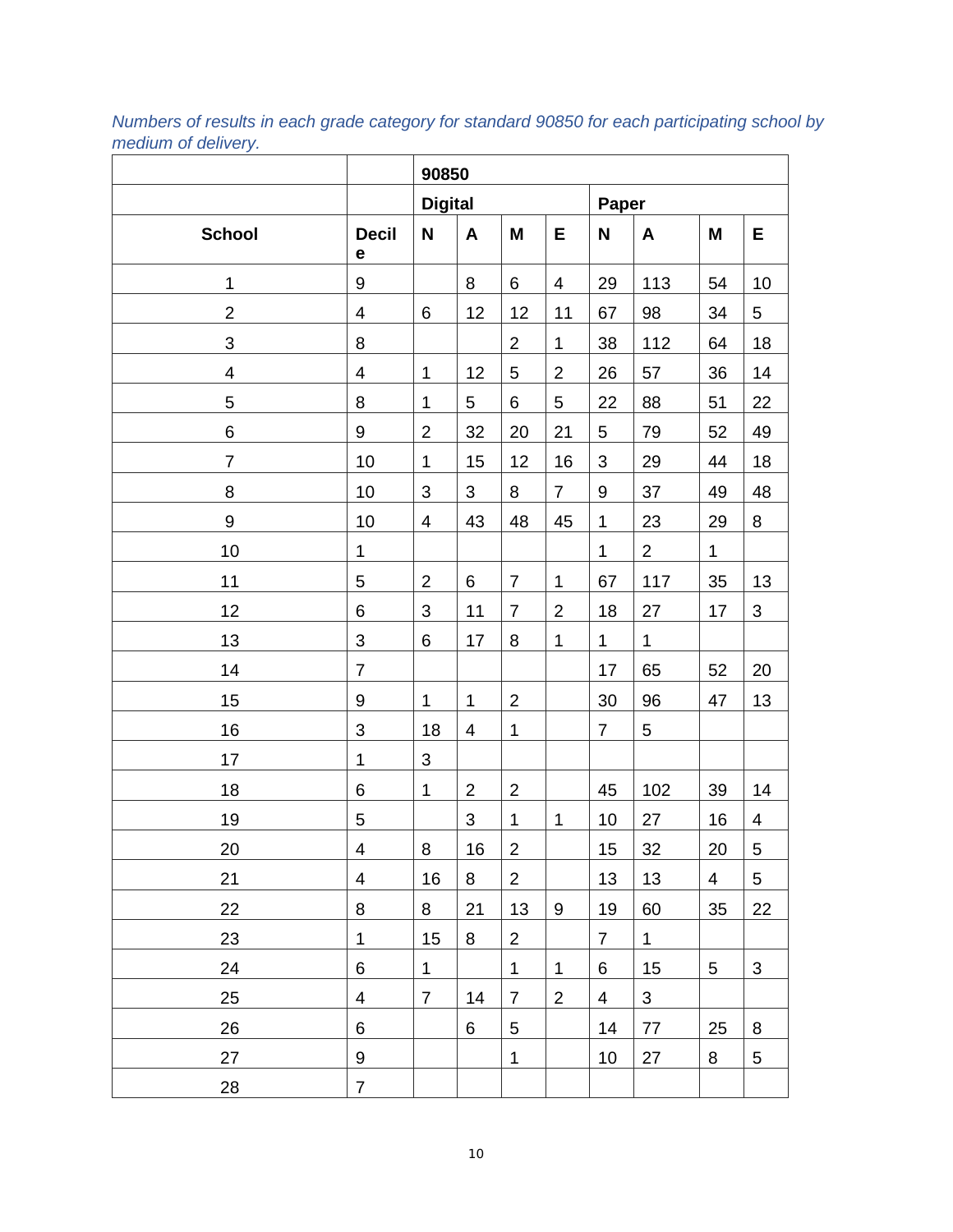*Numbers of results in each grade category for standard 90850 for each participating school by medium of delivery.*

| | | 90850 | | | | | | | |
|---|---|---|---|---|---|---|---|---|---|
| | | Digital | | | | Paper | | | |
| **School** | **Decile** | **N** | **A** | **M** | **E** | **N** | **A** | **M** | **E** |
| 1 | 9 | | 8 | 6 | 4 | 29 | 113 | 54 | 10 |
| 2 | 4 | 6 | 12 | 12 | 11 | 67 | 98 | 34 | 5 |
| 3 | 8 | | | 2 | 1 | 38 | 112 | 64 | 18 |
| 4 | 4 | 1 | 12 | 5 | 2 | 26 | 57 | 36 | 14 |
| 5 | 8 | 1 | 5 | 6 | 5 | 22 | 88 | 51 | 22 |
| 6 | 9 | 2 | 32 | 20 | 21 | 5 | 79 | 52 | 49 |
| 7 | 10 | 1 | 15 | 12 | 16 | 3 | 29 | 44 | 18 |
| 8 | 10 | 3 | 3 | 8 | 7 | 9 | 37 | 49 | 48 |
| 9 | 10 | 4 | 43 | 48 | 45 | 1 | 23 | 29 | 8 |
| 10 | 1 | | | | | 1 | 2 | 1 | |
| 11 | 5 | 2 | 6 | 7 | 1 | 67 | 117 | 35 | 13 |
| 12 | 6 | 3 | 11 | 7 | 2 | 18 | 27 | 17 | 3 |
| 13 | 3 | 6 | 17 | 8 | 1 | 1 | 1 | | |
| 14 | 7 | | | | | 17 | 65 | 52 | 20 |
| 15 | 9 | 1 | 1 | 2 | | 30 | 96 | 47 | 13 |
| 16 | 3 | 18 | 4 | 1 | | 7 | 5 | | |
| 17 | 1 | 3 | | | | | | | |
| 18 | 6 | 1 | 2 | 2 | | 45 | 102 | 39 | 14 |
| 19 | 5 | | 3 | 1 | 1 | 10 | 27 | 16 | 4 |
| 20 | 4 | 8 | 16 | 2 | | 15 | 32 | 20 | 5 |
| 21 | 4 | 16 | 8 | 2 | | 13 | 13 | 4 | 5 |
| 22 | 8 | 8 | 21 | 13 | 9 | 19 | 60 | 35 | 22 |
| 23 | 1 | 15 | 8 | 2 | | 7 | 1 | | |
| 24 | 6 | 1 | | 1 | 1 | 6 | 15 | 5 | 3 |
| 25 | 4 | 7 | 14 | 7 | 2 | 4 | 3 | | |
| 26 | 6 | | 6 | 5 | | 14 | 77 | 25 | 8 |
| 27 | 9 | | | 1 | | 10 | 27 | 8 | 5 |
| 28 | 7 | | | | | | | | |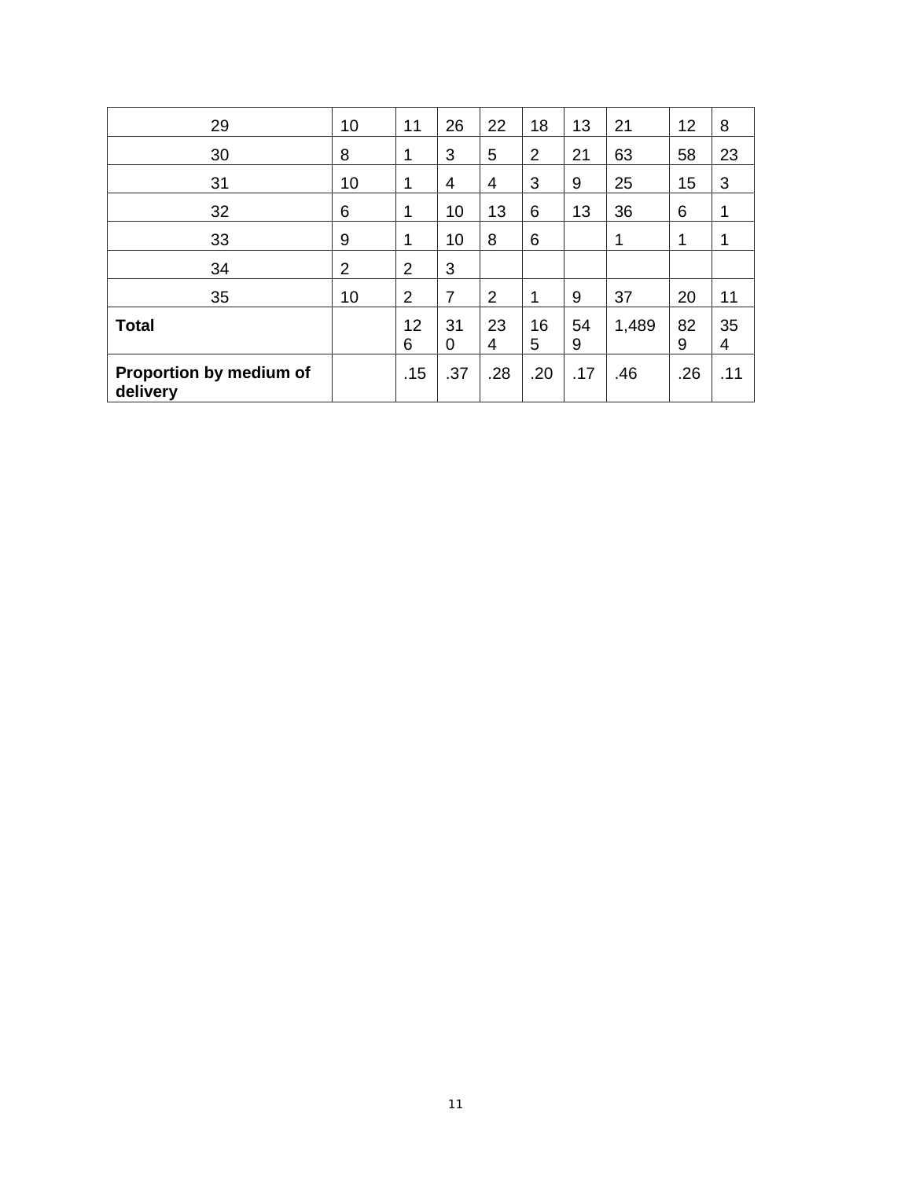| | | | | | | | | | |
|---|---|---|---|---|---|---|---|---|---|
| 29 | 10 | 11 | 26 | 22 | 18 | 13 | 21 | 12 | 8 |
| 30 | 8 | 1 | 3 | 5 | 2 | 21 | 63 | 58 | 23 |
| 31 | 10 | 1 | 4 | 4 | 3 | 9 | 25 | 15 | 3 |
| 32 | 6 | 1 | 10 | 13 | 6 | 13 | 36 | 6 | 1 |
| 33 | 9 | 1 | 10 | 8 | 6 | | 1 | 1 | 1 |
| 34 | 2 | 2 | 3 | | | | | | |
| 35 | 10 | 2 | 7 | 2 | 1 | 9 | 37 | 20 | 11 |
| **Total** | | 126 | 310 | 234 | 165 | 549 | 1,489 | 829 | 354 |
| **Proportion by medium of delivery** | | .15 | .37 | .28 | .20 | .17 | .46 | .26 | .11 |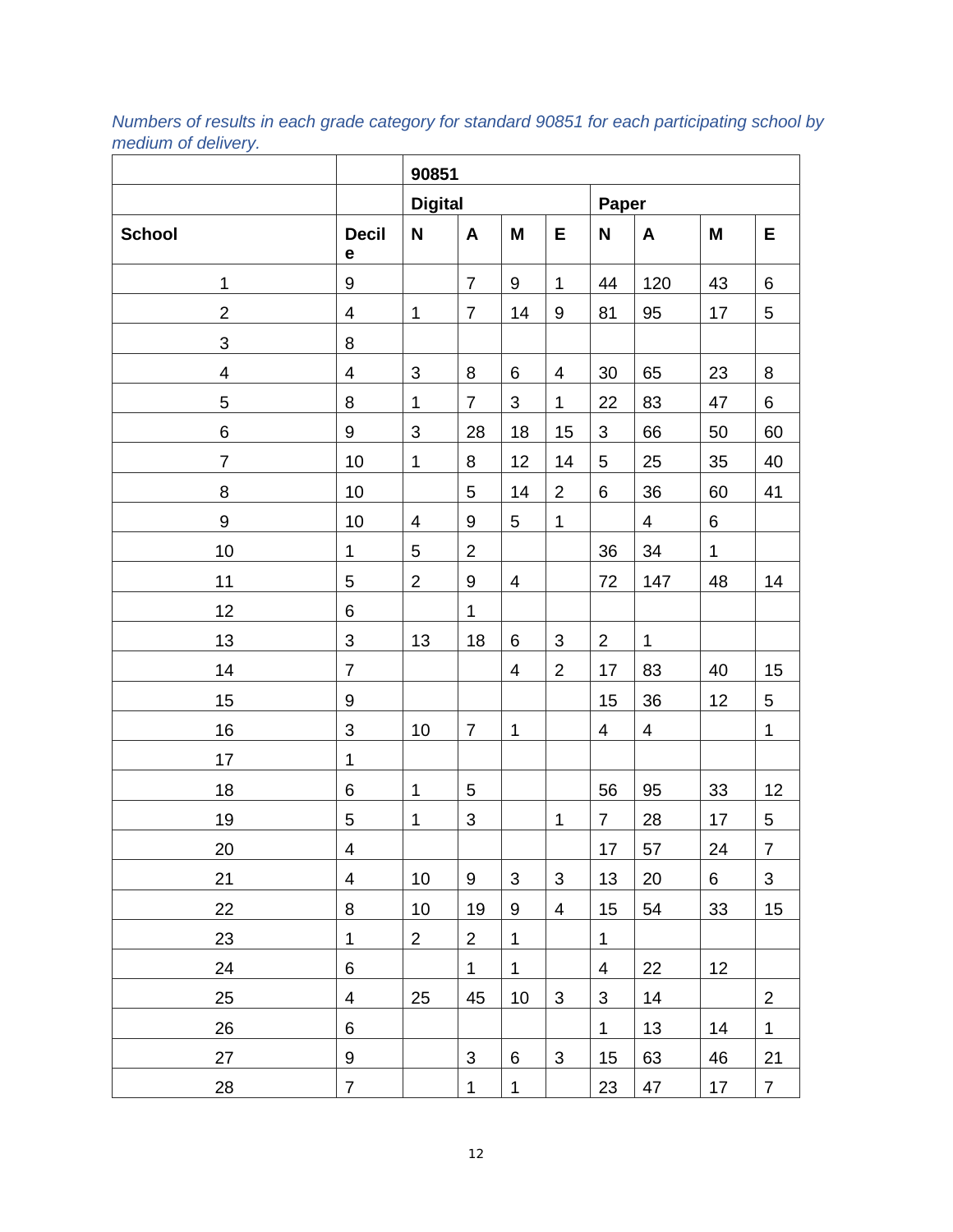*Numbers of results in each grade category for standard 90851 for each participating school by medium of delivery.*

| | | 90851 | | | | | | | |
|---|---|---|---|---|---|---|---|---|---|
| | | **Digital** | | | | **Paper** | | | |
| **School** | **Decile** | **N** | **A** | **M** | **E** | **N** | **A** | **M** | **E** |
| 1 | 9 | | 7 | 9 | 1 | 44 | 120 | 43 | 6 |
| 2 | 4 | 1 | 7 | 14 | 9 | 81 | 95 | 17 | 5 |
| 3 | 8 | | | | | | | | |
| 4 | 4 | 3 | 8 | 6 | 4 | 30 | 65 | 23 | 8 |
| 5 | 8 | 1 | 7 | 3 | 1 | 22 | 83 | 47 | 6 |
| 6 | 9 | 3 | 28 | 18 | 15 | 3 | 66 | 50 | 60 |
| 7 | 10 | 1 | 8 | 12 | 14 | 5 | 25 | 35 | 40 |
| 8 | 10 | | 5 | 14 | 2 | 6 | 36 | 60 | 41 |
| 9 | 10 | 4 | 9 | 5 | 1 | | 4 | 6 | |
| 10 | 1 | 5 | 2 | | | 36 | 34 | 1 | |
| 11 | 5 | 2 | 9 | 4 | | 72 | 147 | 48 | 14 |
| 12 | 6 | | 1 | | | | | | |
| 13 | 3 | 13 | 18 | 6 | 3 | 2 | 1 | | |
| 14 | 7 | | | 4 | 2 | 17 | 83 | 40 | 15 |
| 15 | 9 | | | | | 15 | 36 | 12 | 5 |
| 16 | 3 | 10 | 7 | 1 | | 4 | 4 | | 1 |
| 17 | 1 | | | | | | | | |
| 18 | 6 | 1 | 5 | | | 56 | 95 | 33 | 12 |
| 19 | 5 | 1 | 3 | | 1 | 7 | 28 | 17 | 5 |
| 20 | 4 | | | | | 17 | 57 | 24 | 7 |
| 21 | 4 | 10 | 9 | 3 | 3 | 13 | 20 | 6 | 3 |
| 22 | 8 | 10 | 19 | 9 | 4 | 15 | 54 | 33 | 15 |
| 23 | 1 | 2 | 2 | 1 | | 1 | | | |
| 24 | 6 | | 1 | 1 | | 4 | 22 | 12 | |
| 25 | 4 | 25 | 45 | 10 | 3 | 3 | 14 | | 2 |
| 26 | 6 | | | | | 1 | 13 | 14 | 1 |
| 27 | 9 | | 3 | 6 | 3 | 15 | 63 | 46 | 21 |
| 28 | 7 | | 1 | 1 | | 23 | 47 | 17 | 7 |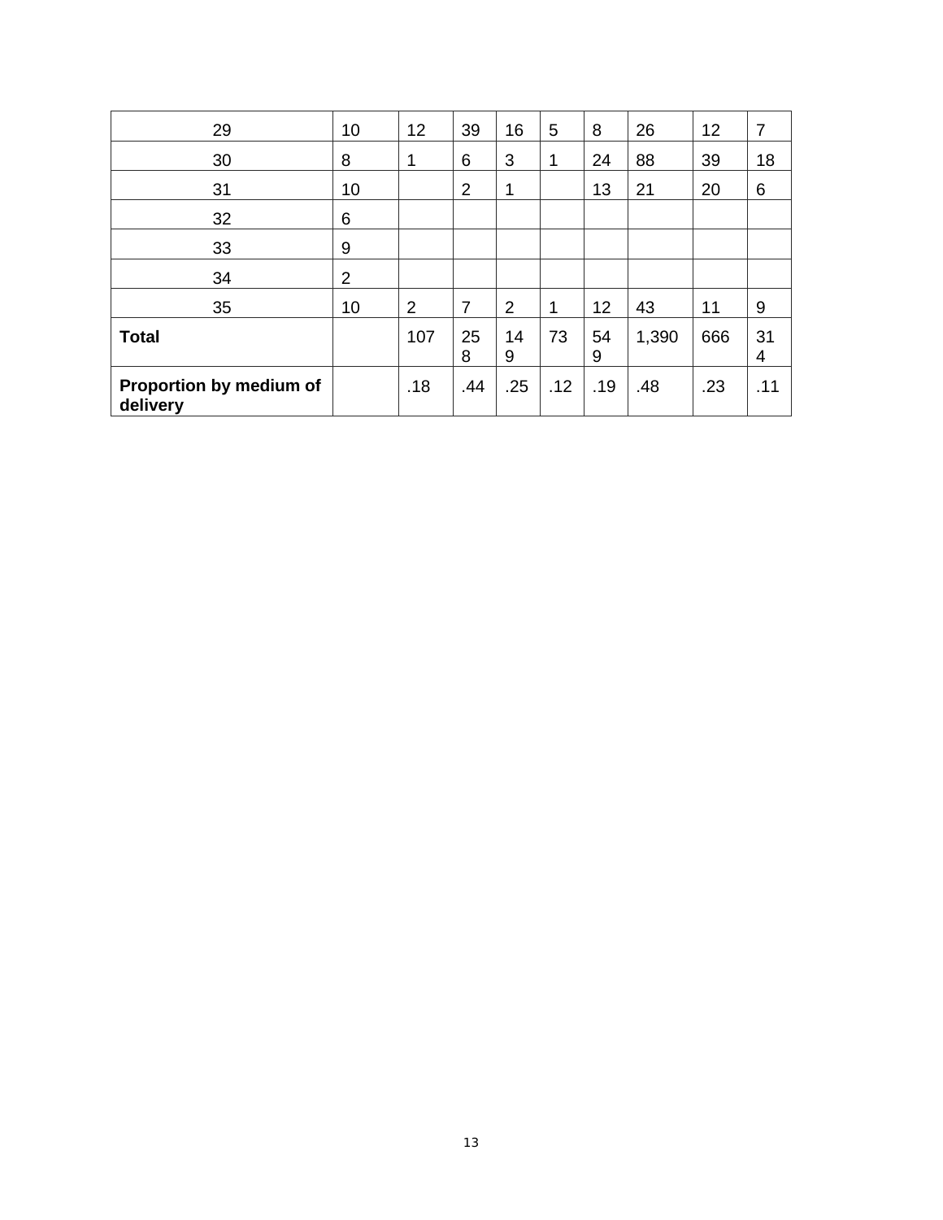| | | | | | | | | | |
|---|---|---|---|---|---|---|---|---|---|
| 29 | 10 | 12 | 39 | 16 | 5 | 8 | 26 | 12 | 7 |
| 30 | 8 | 1 | 6 | 3 | 1 | 24 | 88 | 39 | 18 |
| 31 | 10 | | 2 | 1 | | 13 | 21 | 20 | 6 |
| 32 | 6 | | | | | | | | |
| 33 | 9 | | | | | | | | |
| 34 | 2 | | | | | | | | |
| 35 | 10 | 2 | 7 | 2 | 1 | 12 | 43 | 11 | 9 |
| **Total** | | 107 | 258 | 149 | 73 | 549 | 1,390 | 666 | 314 |
| **Proportion by medium of delivery** | | .18 | .44 | .25 | .12 | .19 | .48 | .23 | .11 |